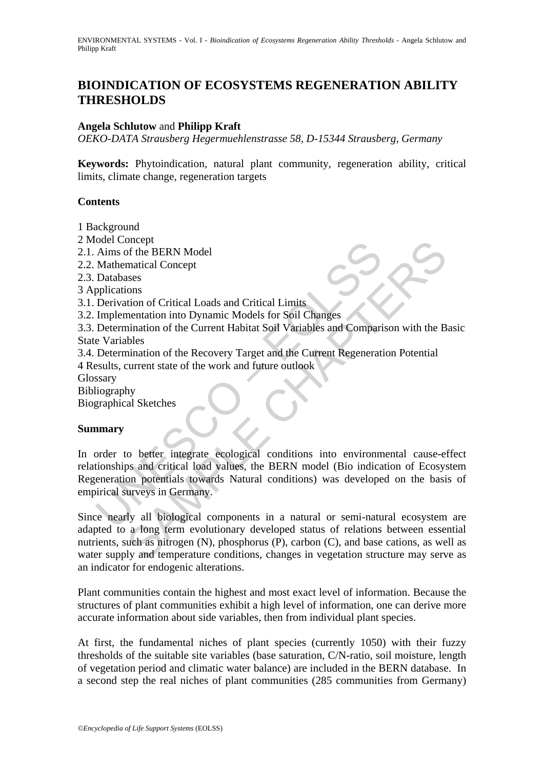# BIOINDICATION OF ECOSYSTEMS REGENERATION ABILITY THRESHOLDS

**Angela Schlutow** and **Philipp Kraft**

*OEKO-DATA Strausberg Hegermuehlenstrasse 58, D-15344 Strausberg, Germany*

**Keywords:** Phytoindication, natural plant community, regeneration ability, critical limits, climate change, regeneration targets

## Contents

1 Background
2 Model Concept
2.1. Aims of the BERN Model
2.2. Mathematical Concept
2.3. Databases
3 Applications
3.1. Derivation of Critical Loads and Critical Limits
3.2. Implementation into Dynamic Models for Soil Changes
3.3. Determination of the Current Habitat Soil Variables and Comparison with the Basic State Variables
3.4. Determination of the Recovery Target and the Current Regeneration Potential
4 Results, current state of the work and future outlook
Glossary
Bibliography
Biographical Sketches

## Summary

In order to better integrate ecological conditions into environmental cause-effect relationships and critical load values, the BERN model (Bio indication of Ecosystem Regeneration potentials towards Natural conditions) was developed on the basis of empirical surveys in Germany.

Since nearly all biological components in a natural or semi-natural ecosystem are adapted to a long term evolutionary developed status of relations between essential nutrients, such as nitrogen (N), phosphorus (P), carbon (C), and base cations, as well as water supply and temperature conditions, changes in vegetation structure may serve as an indicator for endogenic alterations.

Plant communities contain the highest and most exact level of information. Because the structures of plant communities exhibit a high level of information, one can derive more accurate information about side variables, then from individual plant species.

At first, the fundamental niches of plant species (currently 1050) with their fuzzy thresholds of the suitable site variables (base saturation, C/N-ratio, soil moisture, length of vegetation period and climatic water balance) are included in the BERN database. In a second step the real niches of plant communities (285 communities from Germany)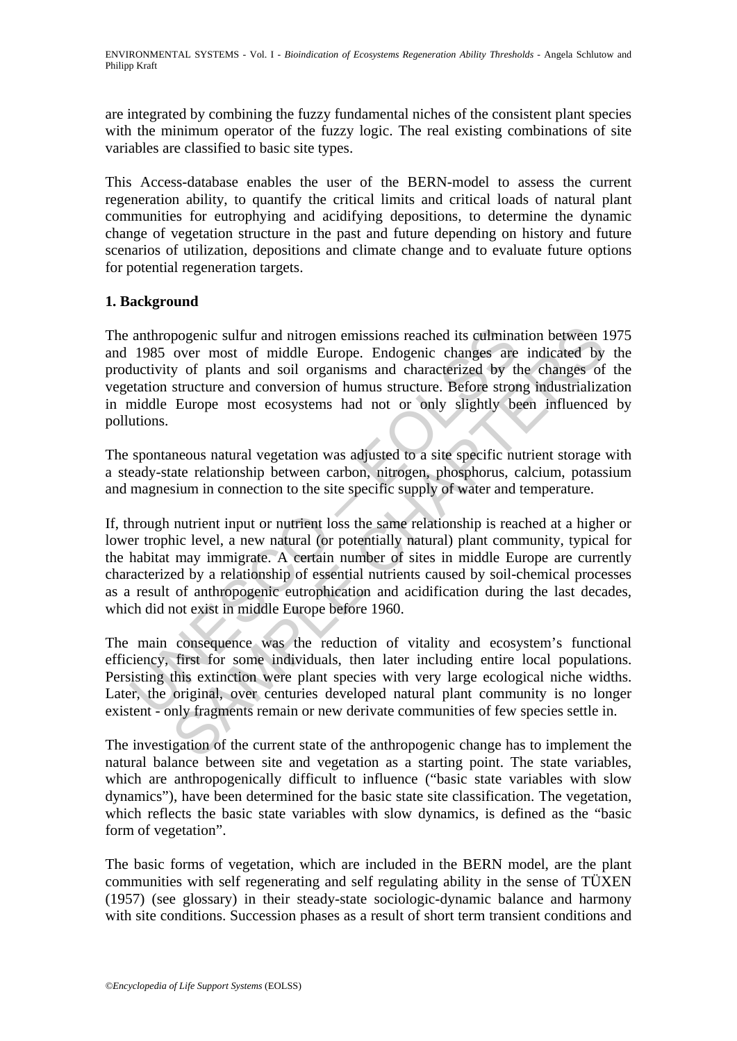are integrated by combining the fuzzy fundamental niches of the consistent plant species with the minimum operator of the fuzzy logic. The real existing combinations of site variables are classified to basic site types.

This Access-database enables the user of the BERN-model to assess the current regeneration ability, to quantify the critical limits and critical loads of natural plant communities for eutrophying and acidifying depositions, to determine the dynamic change of vegetation structure in the past and future depending on history and future scenarios of utilization, depositions and climate change and to evaluate future options for potential regeneration targets.

## 1. Background

The anthropogenic sulfur and nitrogen emissions reached its culmination between 1975 and 1985 over most of middle Europe. Endogenic changes are indicated by the productivity of plants and soil organisms and characterized by the changes of the vegetation structure and conversion of humus structure. Before strong industrialization in middle Europe most ecosystems had not or only slightly been influenced by pollutions.

The spontaneous natural vegetation was adjusted to a site specific nutrient storage with a steady-state relationship between carbon, nitrogen, phosphorus, calcium, potassium and magnesium in connection to the site specific supply of water and temperature.

If, through nutrient input or nutrient loss the same relationship is reached at a higher or lower trophic level, a new natural (or potentially natural) plant community, typical for the habitat may immigrate. A certain number of sites in middle Europe are currently characterized by a relationship of essential nutrients caused by soil-chemical processes as a result of anthropogenic eutrophication and acidification during the last decades, which did not exist in middle Europe before 1960.

The main consequence was the reduction of vitality and ecosystem's functional efficiency, first for some individuals, then later including entire local populations. Persisting this extinction were plant species with very large ecological niche widths. Later, the original, over centuries developed natural plant community is no longer existent - only fragments remain or new derivate communities of few species settle in.

The investigation of the current state of the anthropogenic change has to implement the natural balance between site and vegetation as a starting point. The state variables, which are anthropogenically difficult to influence ("basic state variables with slow dynamics"), have been determined for the basic state site classification. The vegetation, which reflects the basic state variables with slow dynamics, is defined as the "basic form of vegetation".

The basic forms of vegetation, which are included in the BERN model, are the plant communities with self regenerating and self regulating ability in the sense of TÜXEN (1957) (see glossary) in their steady-state sociologic-dynamic balance and harmony with site conditions. Succession phases as a result of short term transient conditions and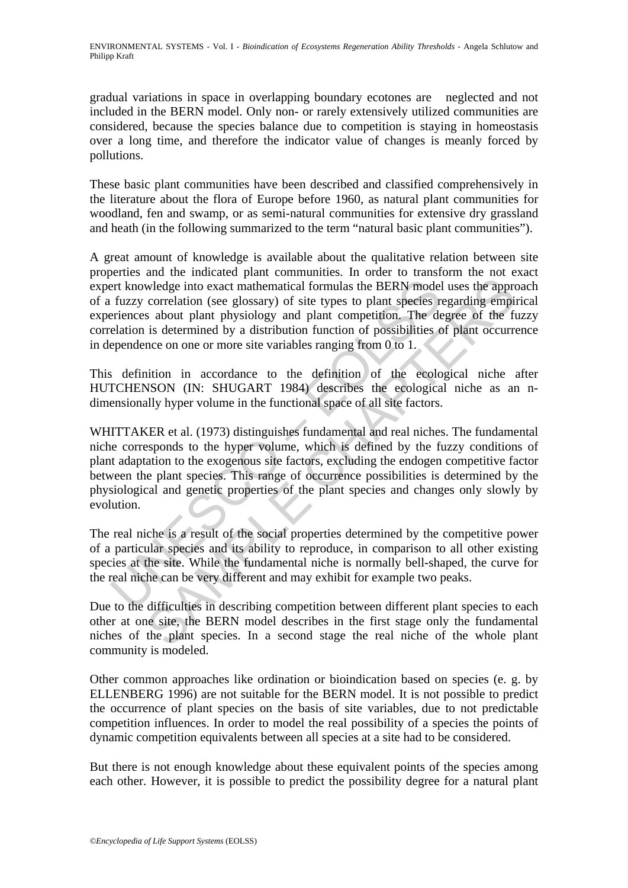gradual variations in space in overlapping boundary ecotones are neglected and not included in the BERN model. Only non- or rarely extensively utilized communities are considered, because the species balance due to competition is staying in homeostasis over a long time, and therefore the indicator value of changes is meanly forced by pollutions.

These basic plant communities have been described and classified comprehensively in the literature about the flora of Europe before 1960, as natural plant communities for woodland, fen and swamp, or as semi-natural communities for extensive dry grassland and heath (in the following summarized to the term "natural basic plant communities").

A great amount of knowledge is available about the qualitative relation between site properties and the indicated plant communities. In order to transform the not exact expert knowledge into exact mathematical formulas the BERN model uses the approach of a fuzzy correlation (see glossary) of site types to plant species regarding empirical experiences about plant physiology and plant competition. The degree of the fuzzy correlation is determined by a distribution function of possibilities of plant occurrence in dependence on one or more site variables ranging from 0 to 1.

This definition in accordance to the definition of the ecological niche after HUTCHENSON (IN: SHUGART 1984) describes the ecological niche as an n-dimensionally hyper volume in the functional space of all site factors.

WHITTAKER et al. (1973) distinguishes fundamental and real niches. The fundamental niche corresponds to the hyper volume, which is defined by the fuzzy conditions of plant adaptation to the exogenous site factors, excluding the endogen competitive factor between the plant species. This range of occurrence possibilities is determined by the physiological and genetic properties of the plant species and changes only slowly by evolution.

The real niche is a result of the social properties determined by the competitive power of a particular species and its ability to reproduce, in comparison to all other existing species at the site. While the fundamental niche is normally bell-shaped, the curve for the real niche can be very different and may exhibit for example two peaks.

Due to the difficulties in describing competition between different plant species to each other at one site, the BERN model describes in the first stage only the fundamental niches of the plant species. In a second stage the real niche of the whole plant community is modeled.

Other common approaches like ordination or bioindication based on species (e. g. by ELLENBERG 1996) are not suitable for the BERN model. It is not possible to predict the occurrence of plant species on the basis of site variables, due to not predictable competition influences. In order to model the real possibility of a species the points of dynamic competition equivalents between all species at a site had to be considered.

But there is not enough knowledge about these equivalent points of the species among each other. However, it is possible to predict the possibility degree for a natural plant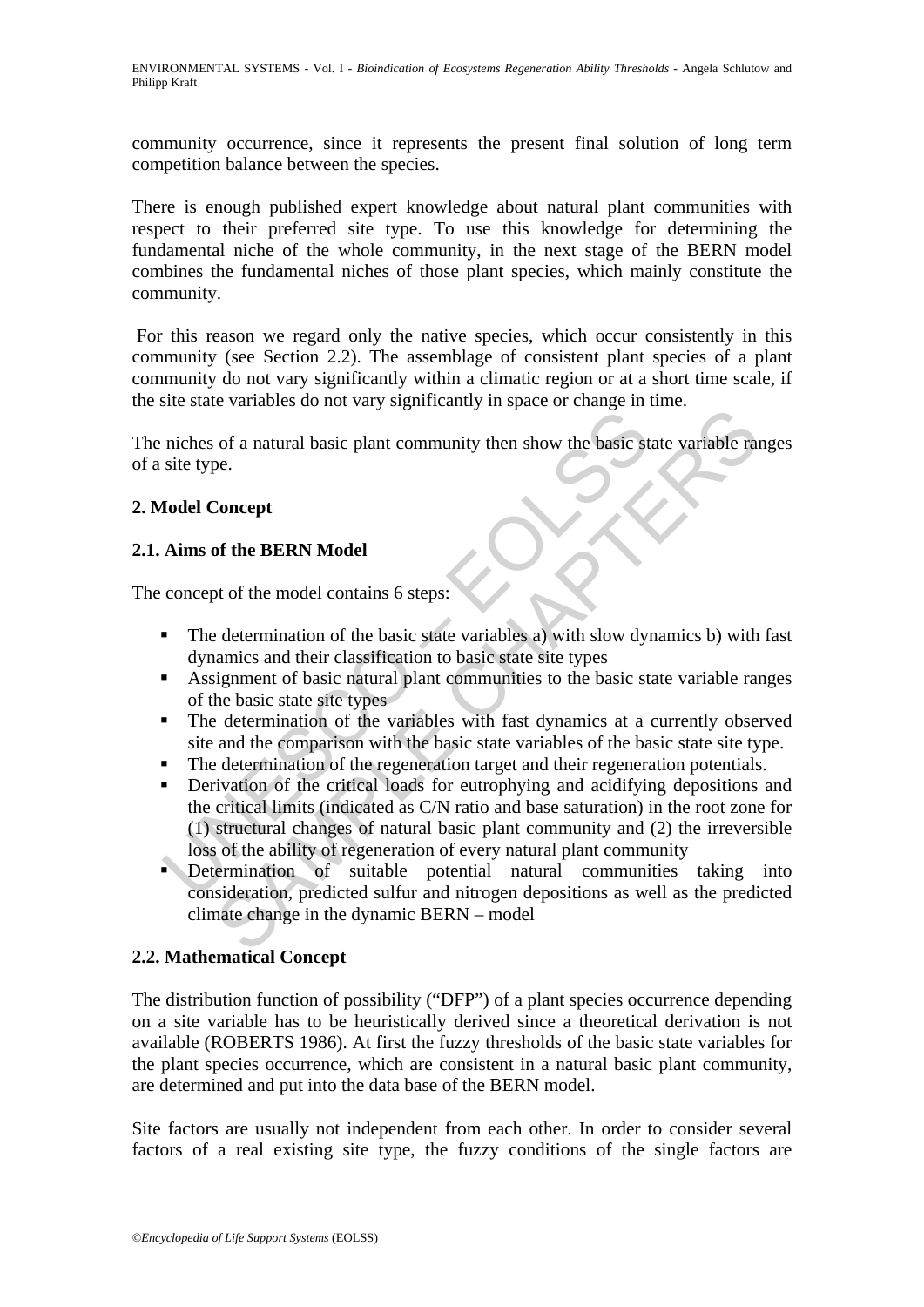community occurrence, since it represents the present final solution of long term competition balance between the species.

There is enough published expert knowledge about natural plant communities with respect to their preferred site type. To use this knowledge for determining the fundamental niche of the whole community, in the next stage of the BERN model combines the fundamental niches of those plant species, which mainly constitute the community.

For this reason we regard only the native species, which occur consistently in this community (see Section 2.2). The assemblage of consistent plant species of a plant community do not vary significantly within a climatic region or at a short time scale, if the site state variables do not vary significantly in space or change in time.

The niches of a natural basic plant community then show the basic state variable ranges of a site type.

## 2. Model Concept

### 2.1. Aims of the BERN Model

The concept of the model contains 6 steps:

- The determination of the basic state variables a) with slow dynamics b) with fast dynamics and their classification to basic state site types
- Assignment of basic natural plant communities to the basic state variable ranges of the basic state site types
- The determination of the variables with fast dynamics at a currently observed site and the comparison with the basic state variables of the basic state site type.
- The determination of the regeneration target and their regeneration potentials.
- Derivation of the critical loads for eutrophying and acidifying depositions and the critical limits (indicated as C/N ratio and base saturation) in the root zone for (1) structural changes of natural basic plant community and (2) the irreversible loss of the ability of regeneration of every natural plant community
- Determination of suitable potential natural communities taking into consideration, predicted sulfur and nitrogen depositions as well as the predicted climate change in the dynamic BERN – model

### 2.2. Mathematical Concept

The distribution function of possibility ("DFP") of a plant species occurrence depending on a site variable has to be heuristically derived since a theoretical derivation is not available (ROBERTS 1986). At first the fuzzy thresholds of the basic state variables for the plant species occurrence, which are consistent in a natural basic plant community, are determined and put into the data base of the BERN model.

Site factors are usually not independent from each other. In order to consider several factors of a real existing site type, the fuzzy conditions of the single factors are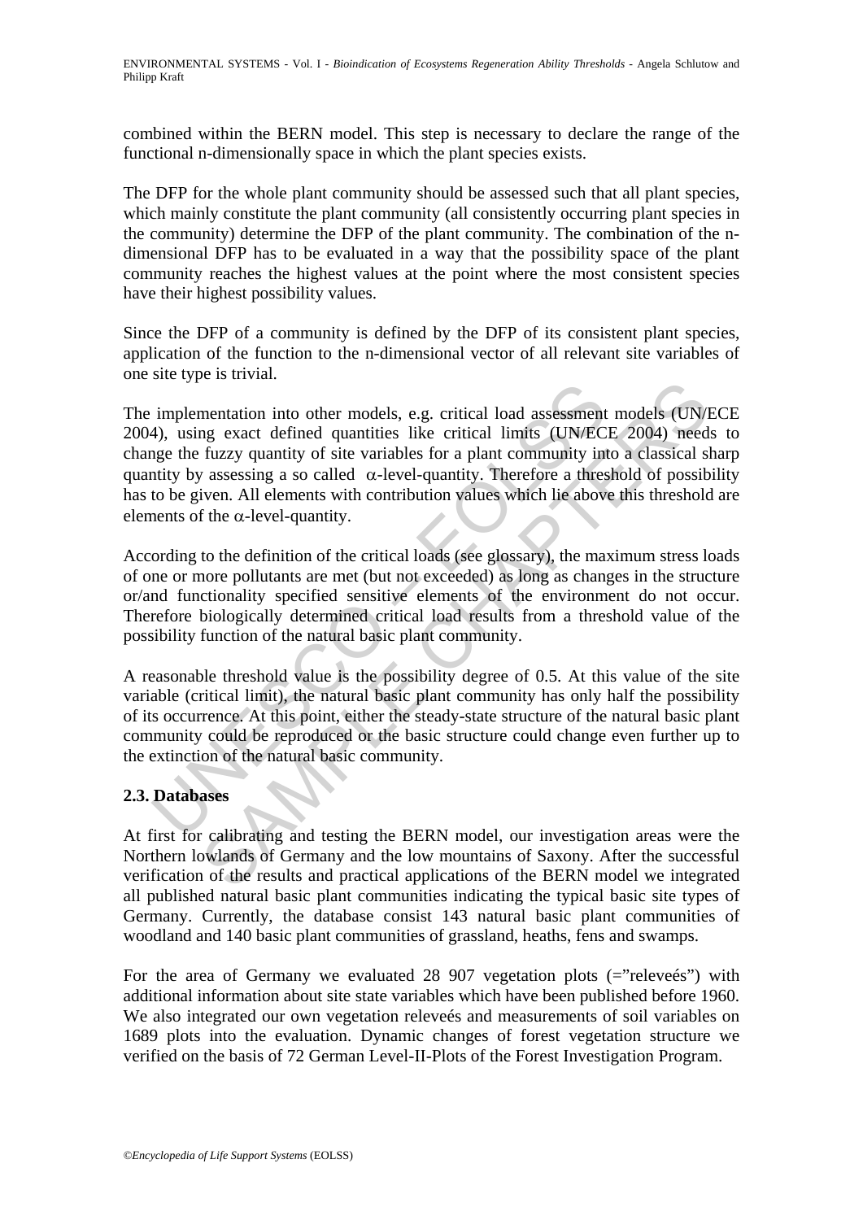combined within the BERN model. This step is necessary to declare the range of the functional n-dimensionally space in which the plant species exists.

The DFP for the whole plant community should be assessed such that all plant species, which mainly constitute the plant community (all consistently occurring plant species in the community) determine the DFP of the plant community. The combination of the n-dimensional DFP has to be evaluated in a way that the possibility space of the plant community reaches the highest values at the point where the most consistent species have their highest possibility values.

Since the DFP of a community is defined by the DFP of its consistent plant species, application of the function to the n-dimensional vector of all relevant site variables of one site type is trivial.

The implementation into other models, e.g. critical load assessment models (UN/ECE 2004), using exact defined quantities like critical limits (UN/ECE 2004) needs to change the fuzzy quantity of site variables for a plant community into a classical sharp quantity by assessing a so called $\alpha$-level-quantity. Therefore a threshold of possibility has to be given. All elements with contribution values which lie above this threshold are elements of the $\alpha$-level-quantity.

According to the definition of the critical loads (see glossary), the maximum stress loads of one or more pollutants are met (but not exceeded) as long as changes in the structure or/and functionality specified sensitive elements of the environment do not occur. Therefore biologically determined critical load results from a threshold value of the possibility function of the natural basic plant community.

A reasonable threshold value is the possibility degree of 0.5. At this value of the site variable (critical limit), the natural basic plant community has only half the possibility of its occurrence. At this point, either the steady-state structure of the natural basic plant community could be reproduced or the basic structure could change even further up to the extinction of the natural basic community.

## 2.3. Databases

At first for calibrating and testing the BERN model, our investigation areas were the Northern lowlands of Germany and the low mountains of Saxony. After the successful verification of the results and practical applications of the BERN model we integrated all published natural basic plant communities indicating the typical basic site types of Germany. Currently, the database consist 143 natural basic plant communities of woodland and 140 basic plant communities of grassland, heaths, fens and swamps.

For the area of Germany we evaluated 28 907 vegetation plots (="releveés") with additional information about site state variables which have been published before 1960. We also integrated our own vegetation releveés and measurements of soil variables on 1689 plots into the evaluation. Dynamic changes of forest vegetation structure we verified on the basis of 72 German Level-II-Plots of the Forest Investigation Program.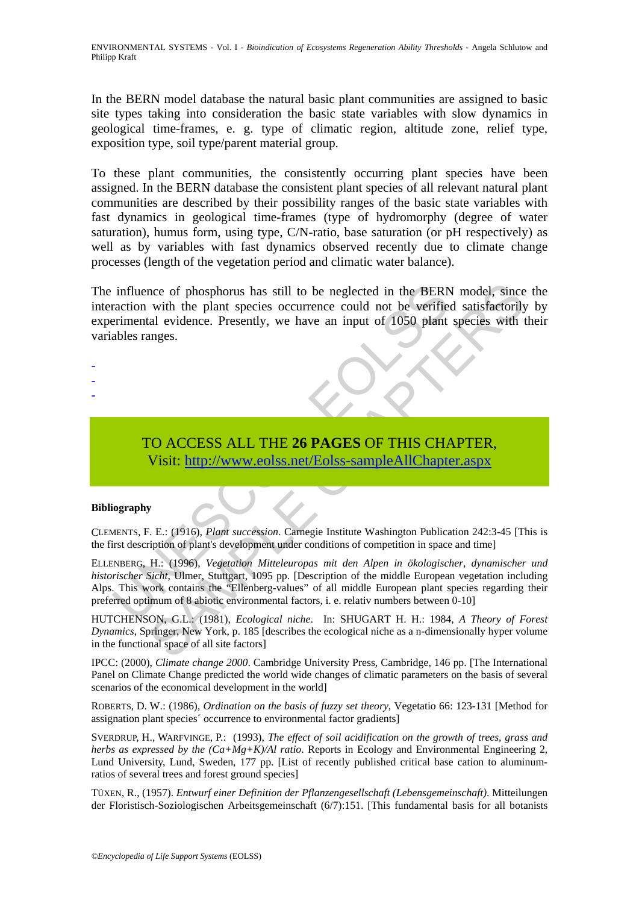In the BERN model database the natural basic plant communities are assigned to basic site types taking into consideration the basic state variables with slow dynamics in geological time-frames, e. g. type of climatic region, altitude zone, relief type, exposition type, soil type/parent material group.

To these plant communities, the consistently occurring plant species have been assigned. In the BERN database the consistent plant species of all relevant natural plant communities are described by their possibility ranges of the basic state variables with fast dynamics in geological time-frames (type of hydromorphy (degree of water saturation), humus form, using type, C/N-ratio, base saturation (or pH respectively) as well as by variables with fast dynamics observed recently due to climate change processes (length of the vegetation period and climatic water balance).

The influence of phosphorus has still to be neglected in the BERN model, since the interaction with the plant species occurrence could not be verified satisfactorily by experimental evidence. Presently, we have an input of 1050 plant species with their variables ranges.

-
-
-

TO ACCESS ALL THE **26 PAGES** OF THIS CHAPTER,
Visit: http://www.eolss.net/Eolss-sampleAllChapter.aspx

**Bibliography**

CLEMENTS, F. E.: (1916), *Plant succession*. Carnegie Institute Washington Publication 242:3-45 [This is the first description of plant's development under conditions of competition in space and time]

ELLENBERG, H.: (1996), *Vegetation Mitteleuropas mit den Alpen in ökologischer, dynamischer und historischer Sicht*, Ulmer, Stuttgart, 1095 pp. [Description of the middle European vegetation including Alps. This work contains the "Ellenberg-values" of all middle European plant species regarding their preferred optimum of 8 abiotic environmental factors, i. e. relativ numbers between 0-10]

HUTCHENSON, G.L.: (1981), *Ecological niche*. In: SHUGART H. H.: 1984, *A Theory of Forest Dynamics*, Springer, New York, p. 185 [describes the ecological niche as a n-dimensionally hyper volume in the functional space of all site factors]

IPCC: (2000), *Climate change 2000*. Cambridge University Press, Cambridge, 146 pp. [The International Panel on Climate Change predicted the world wide changes of climatic parameters on the basis of several scenarios of the economical development in the world]

ROBERTS, D. W.: (1986), *Ordination on the basis of fuzzy set theory*, Vegetatio 66: 123-131 [Method for assignation plant species´ occurrence to environmental factor gradients]

SVERDRUP, H., WARFVINGE, P.: (1993), *The effect of soil acidification on the growth of trees, grass and herbs as expressed by the (Ca+Mg+K)/Al ratio*. Reports in Ecology and Environmental Engineering 2, Lund University, Lund, Sweden, 177 pp. [List of recently published critical base cation to aluminum-ratios of several trees and forest ground species]

TÜXEN, R., (1957). *Entwurf einer Definition der Pflanzengesellschaft (Lebensgemeinschaft)*. Mitteilungen der Floristisch-Soziologischen Arbeitsgemeinschaft (6/7):151. [This fundamental basis for all botanists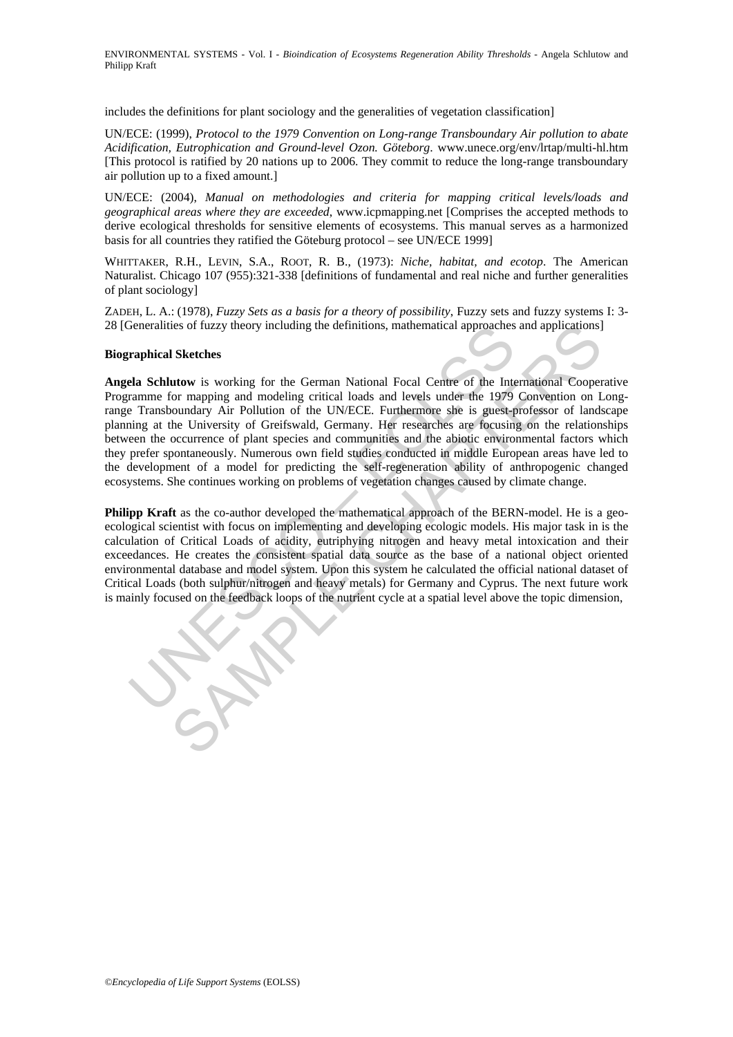includes the definitions for plant sociology and the generalities of vegetation classification]

UN/ECE: (1999), *Protocol to the 1979 Convention on Long-range Transboundary Air pollution to abate Acidification, Eutrophication and Ground-level Ozon. Göteborg*. www.unece.org/env/lrtap/multi-hl.htm [This protocol is ratified by 20 nations up to 2006. They commit to reduce the long-range transboundary air pollution up to a fixed amount.]

UN/ECE: (2004), *Manual on methodologies and criteria for mapping critical levels/loads and geographical areas where they are exceeded*, www.icpmapping.net [Comprises the accepted methods to derive ecological thresholds for sensitive elements of ecosystems. This manual serves as a harmonized basis for all countries they ratified the Göteburg protocol – see UN/ECE 1999]

WHITTAKER, R.H., LEVIN, S.A., ROOT, R. B., (1973): *Niche, habitat, and ecotop*. The American Naturalist. Chicago 107 (955):321-338 [definitions of fundamental and real niche and further generalities of plant sociology]

ZADEH, L. A.: (1978), *Fuzzy Sets as a basis for a theory of possibility*, Fuzzy sets and fuzzy systems I: 3-28 [Generalities of fuzzy theory including the definitions, mathematical approaches and applications]

**Biographical Sketches**

**Angela Schlutow** is working for the German National Focal Centre of the International Cooperative Programme for mapping and modeling critical loads and levels under the 1979 Convention on Long-range Transboundary Air Pollution of the UN/ECE. Furthermore she is guest-professor of landscape planning at the University of Greifswald, Germany. Her researches are focusing on the relationships between the occurrence of plant species and communities and the abiotic environmental factors which they prefer spontaneously. Numerous own field studies conducted in middle European areas have led to the development of a model for predicting the self-regeneration ability of anthropogenic changed ecosystems. She continues working on problems of vegetation changes caused by climate change.

**Philipp Kraft** as the co-author developed the mathematical approach of the BERN-model. He is a geo-ecological scientist with focus on implementing and developing ecologic models. His major task in is the calculation of Critical Loads of acidity, eutriphying nitrogen and heavy metal intoxication and their exceedances. He creates the consistent spatial data source as the base of a national object oriented environmental database and model system. Upon this system he calculated the official national dataset of Critical Loads (both sulphur/nitrogen and heavy metals) for Germany and Cyprus. The next future work is mainly focused on the feedback loops of the nutrient cycle at a spatial level above the topic dimension,